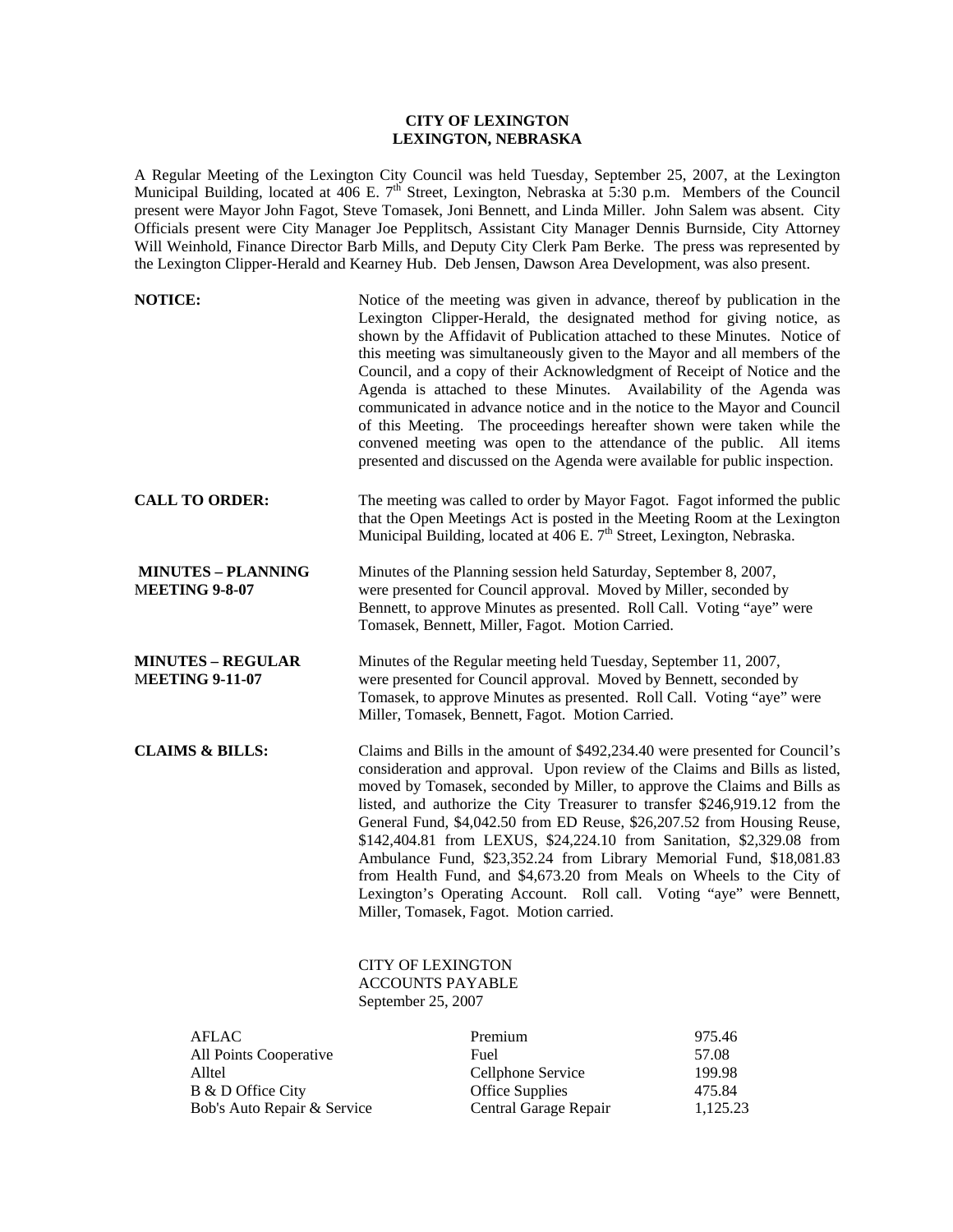**CITY OF LEXINGTON**
**LEXINGTON, NEBRASKA**

A Regular Meeting of the Lexington City Council was held Tuesday, September 25, 2007, at the Lexington Municipal Building, located at 406 E. 7th Street, Lexington, Nebraska at 5:30 p.m. Members of the Council present were Mayor John Fagot, Steve Tomasek, Joni Bennett, and Linda Miller. John Salem was absent. City Officials present were City Manager Joe Pepplitsch, Assistant City Manager Dennis Burnside, City Attorney Will Weinhold, Finance Director Barb Mills, and Deputy City Clerk Pam Berke. The press was represented by the Lexington Clipper-Herald and Kearney Hub. Deb Jensen, Dawson Area Development, was also present.

**NOTICE:** Notice of the meeting was given in advance, thereof by publication in the Lexington Clipper-Herald, the designated method for giving notice, as shown by the Affidavit of Publication attached to these Minutes. Notice of this meeting was simultaneously given to the Mayor and all members of the Council, and a copy of their Acknowledgment of Receipt of Notice and the Agenda is attached to these Minutes. Availability of the Agenda was communicated in advance notice and in the notice to the Mayor and Council of this Meeting. The proceedings hereafter shown were taken while the convened meeting was open to the attendance of the public. All items presented and discussed on the Agenda were available for public inspection.

**CALL TO ORDER:** The meeting was called to order by Mayor Fagot. Fagot informed the public that the Open Meetings Act is posted in the Meeting Room at the Lexington Municipal Building, located at 406 E. 7th Street, Lexington, Nebraska.

**MINUTES – PLANNING MEETING 9-8-07** Minutes of the Planning session held Saturday, September 8, 2007, were presented for Council approval. Moved by Miller, seconded by Bennett, to approve Minutes as presented. Roll Call. Voting "aye" were Tomasek, Bennett, Miller, Fagot. Motion Carried.

**MINUTES – REGULAR MEETING 9-11-07** Minutes of the Regular meeting held Tuesday, September 11, 2007, were presented for Council approval. Moved by Bennett, seconded by Tomasek, to approve Minutes as presented. Roll Call. Voting "aye" were Miller, Tomasek, Bennett, Fagot. Motion Carried.

**CLAIMS & BILLS:** Claims and Bills in the amount of $492,234.40 were presented for Council's consideration and approval. Upon review of the Claims and Bills as listed, moved by Tomasek, seconded by Miller, to approve the Claims and Bills as listed, and authorize the City Treasurer to transfer $246,919.12 from the General Fund, $4,042.50 from ED Reuse, $26,207.52 from Housing Reuse, $142,404.81 from LEXUS, $24,224.10 from Sanitation, $2,329.08 from Ambulance Fund, $23,352.24 from Library Memorial Fund, $18,081.83 from Health Fund, and $4,673.20 from Meals on Wheels to the City of Lexington's Operating Account. Roll call. Voting "aye" were Bennett, Miller, Tomasek, Fagot. Motion carried.

CITY OF LEXINGTON
ACCOUNTS PAYABLE
September 25, 2007

| | | |
|---|---|---|
| AFLAC | Premium | 975.46 |
| All Points Cooperative | Fuel | 57.08 |
| Alltel | Cellphone Service | 199.98 |
| B & D Office City | Office Supplies | 475.84 |
| Bob's Auto Repair & Service | Central Garage Repair | 1,125.23 |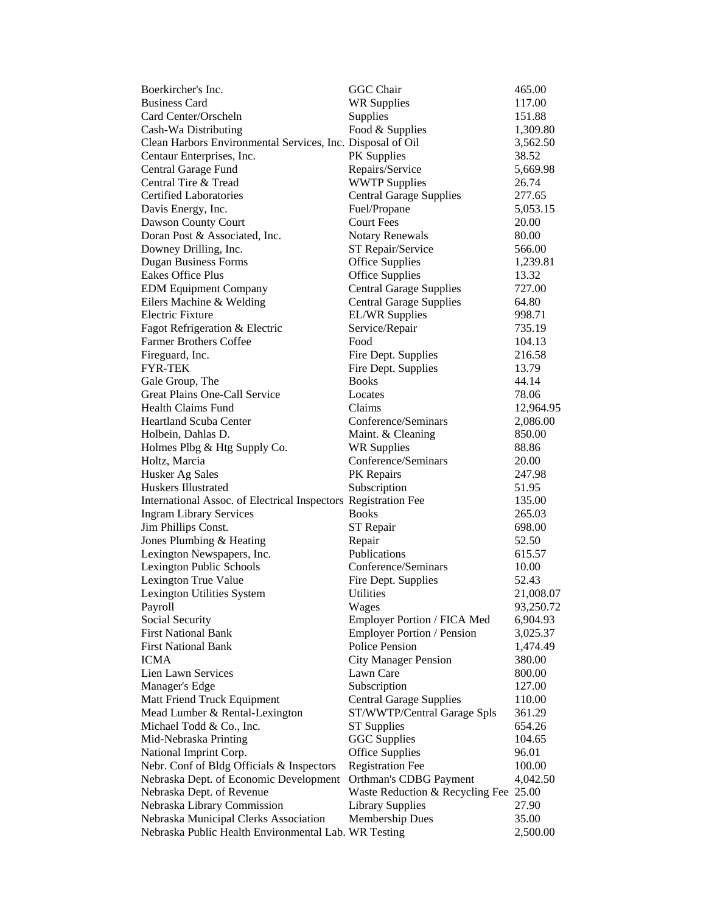| | | |
|---|---|---|
| Boerkircher's Inc. | GGC Chair | 465.00 |
| Business Card | WR Supplies | 117.00 |
| Card Center/Orscheln | Supplies | 151.88 |
| Cash-Wa Distributing | Food & Supplies | 1,309.80 |
| Clean Harbors Environmental Services, Inc. | Disposal of Oil | 3,562.50 |
| Centaur Enterprises, Inc. | PK Supplies | 38.52 |
| Central Garage Fund | Repairs/Service | 5,669.98 |
| Central Tire & Tread | WWTP Supplies | 26.74 |
| Certified Laboratories | Central Garage Supplies | 277.65 |
| Davis Energy, Inc. | Fuel/Propane | 5,053.15 |
| Dawson County Court | Court Fees | 20.00 |
| Doran Post & Associated, Inc. | Notary Renewals | 80.00 |
| Downey Drilling, Inc. | ST Repair/Service | 566.00 |
| Dugan Business Forms | Office Supplies | 1,239.81 |
| Eakes Office Plus | Office Supplies | 13.32 |
| EDM Equipment Company | Central Garage Supplies | 727.00 |
| Eilers Machine & Welding | Central Garage Supplies | 64.80 |
| Electric Fixture | EL/WR Supplies | 998.71 |
| Fagot Refrigeration & Electric | Service/Repair | 735.19 |
| Farmer Brothers Coffee | Food | 104.13 |
| Fireguard, Inc. | Fire Dept. Supplies | 216.58 |
| FYR-TEK | Fire Dept. Supplies | 13.79 |
| Gale Group, The | Books | 44.14 |
| Great Plains One-Call Service | Locates | 78.06 |
| Health Claims Fund | Claims | 12,964.95 |
| Heartland Scuba Center | Conference/Seminars | 2,086.00 |
| Holbein, Dahlas D. | Maint. & Cleaning | 850.00 |
| Holmes Plbg & Htg Supply Co. | WR Supplies | 88.86 |
| Holtz, Marcia | Conference/Seminars | 20.00 |
| Husker Ag Sales | PK Repairs | 247.98 |
| Huskers Illustrated | Subscription | 51.95 |
| International Assoc. of Electrical Inspectors | Registration Fee | 135.00 |
| Ingram Library Services | Books | 265.03 |
| Jim Phillips Const. | ST Repair | 698.00 |
| Jones Plumbing & Heating | Repair | 52.50 |
| Lexington Newspapers, Inc. | Publications | 615.57 |
| Lexington Public Schools | Conference/Seminars | 10.00 |
| Lexington True Value | Fire Dept. Supplies | 52.43 |
| Lexington Utilities System | Utilities | 21,008.07 |
| Payroll | Wages | 93,250.72 |
| Social Security | Employer Portion / FICA Med | 6,904.93 |
| First National Bank | Employer Portion / Pension | 3,025.37 |
| First National Bank | Police Pension | 1,474.49 |
| ICMA | City Manager Pension | 380.00 |
| Lien Lawn Services | Lawn Care | 800.00 |
| Manager's Edge | Subscription | 127.00 |
| Matt Friend Truck Equipment | Central Garage Supplies | 110.00 |
| Mead Lumber & Rental-Lexington | ST/WWTP/Central Garage Spls | 361.29 |
| Michael Todd & Co., Inc. | ST Supplies | 654.26 |
| Mid-Nebraska Printing | GGC Supplies | 104.65 |
| National Imprint Corp. | Office Supplies | 96.01 |
| Nebr. Conf of Bldg Officials & Inspectors | Registration Fee | 100.00 |
| Nebraska Dept. of Economic Development | Orthman's CDBG Payment | 4,042.50 |
| Nebraska Dept. of Revenue | Waste Reduction & Recycling Fee | 25.00 |
| Nebraska Library Commission | Library Supplies | 27.90 |
| Nebraska Municipal Clerks Association | Membership Dues | 35.00 |
| Nebraska Public Health Environmental Lab. | WR Testing | 2,500.00 |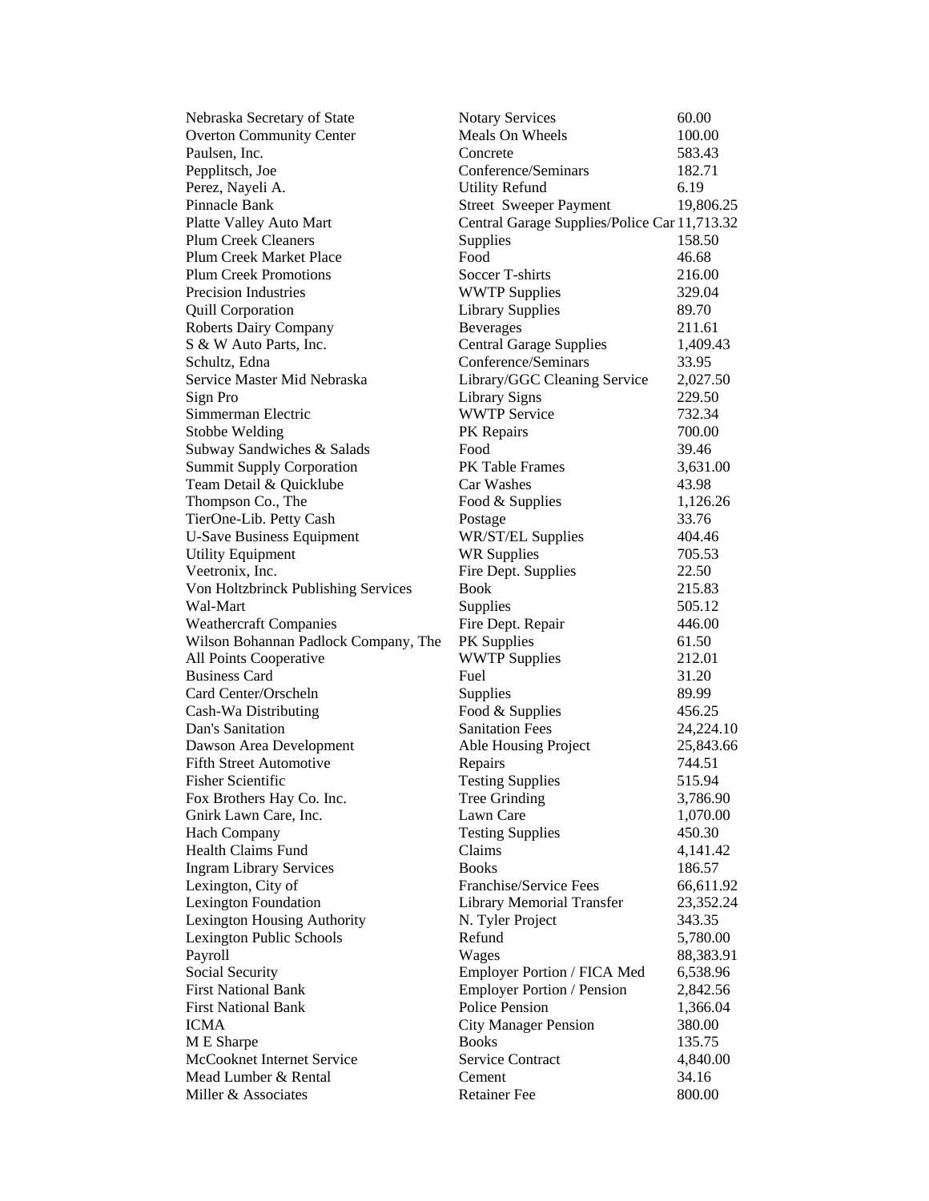| | | |
|---|---|---|
| Nebraska Secretary of State | Notary Services | 60.00 |
| Overton Community Center | Meals On Wheels | 100.00 |
| Paulsen, Inc. | Concrete | 583.43 |
| Pepplitsch, Joe | Conference/Seminars | 182.71 |
| Perez, Nayeli A. | Utility Refund | 6.19 |
| Pinnacle Bank | Street Sweeper Payment | 19,806.25 |
| Platte Valley Auto Mart | Central Garage Supplies/Police Car | 11,713.32 |
| Plum Creek Cleaners | Supplies | 158.50 |
| Plum Creek Market Place | Food | 46.68 |
| Plum Creek Promotions | Soccer T-shirts | 216.00 |
| Precision Industries | WWTP Supplies | 329.04 |
| Quill Corporation | Library Supplies | 89.70 |
| Roberts Dairy Company | Beverages | 211.61 |
| S & W Auto Parts, Inc. | Central Garage Supplies | 1,409.43 |
| Schultz, Edna | Conference/Seminars | 33.95 |
| Service Master Mid Nebraska | Library/GGC Cleaning Service | 2,027.50 |
| Sign Pro | Library Signs | 229.50 |
| Simmerman Electric | WWTP Service | 732.34 |
| Stobbe Welding | PK Repairs | 700.00 |
| Subway Sandwiches & Salads | Food | 39.46 |
| Summit Supply Corporation | PK Table Frames | 3,631.00 |
| Team Detail & Quicklube | Car Washes | 43.98 |
| Thompson Co., The | Food & Supplies | 1,126.26 |
| TierOne-Lib. Petty Cash | Postage | 33.76 |
| U-Save Business Equipment | WR/ST/EL Supplies | 404.46 |
| Utility Equipment | WR Supplies | 705.53 |
| Veetronix, Inc. | Fire Dept. Supplies | 22.50 |
| Von Holtzbrinck Publishing Services | Book | 215.83 |
| Wal-Mart | Supplies | 505.12 |
| Weathercraft Companies | Fire Dept. Repair | 446.00 |
| Wilson Bohannan Padlock Company, The | PK Supplies | 61.50 |
| All Points Cooperative | WWTP Supplies | 212.01 |
| Business Card | Fuel | 31.20 |
| Card Center/Orscheln | Supplies | 89.99 |
| Cash-Wa Distributing | Food & Supplies | 456.25 |
| Dan's Sanitation | Sanitation Fees | 24,224.10 |
| Dawson Area Development | Able Housing Project | 25,843.66 |
| Fifth Street Automotive | Repairs | 744.51 |
| Fisher Scientific | Testing Supplies | 515.94 |
| Fox Brothers Hay Co. Inc. | Tree Grinding | 3,786.90 |
| Gnirk Lawn Care, Inc. | Lawn Care | 1,070.00 |
| Hach Company | Testing Supplies | 450.30 |
| Health Claims Fund | Claims | 4,141.42 |
| Ingram Library Services | Books | 186.57 |
| Lexington, City of | Franchise/Service Fees | 66,611.92 |
| Lexington Foundation | Library Memorial Transfer | 23,352.24 |
| Lexington Housing Authority | N. Tyler Project | 343.35 |
| Lexington Public Schools | Refund | 5,780.00 |
| Payroll | Wages | 88,383.91 |
| Social Security | Employer Portion / FICA Med | 6,538.96 |
| First National Bank | Employer Portion / Pension | 2,842.56 |
| First National Bank | Police Pension | 1,366.04 |
| ICMA | City Manager Pension | 380.00 |
| M E Sharpe | Books | 135.75 |
| McCooknet Internet Service | Service Contract | 4,840.00 |
| Mead Lumber & Rental | Cement | 34.16 |
| Miller & Associates | Retainer Fee | 800.00 |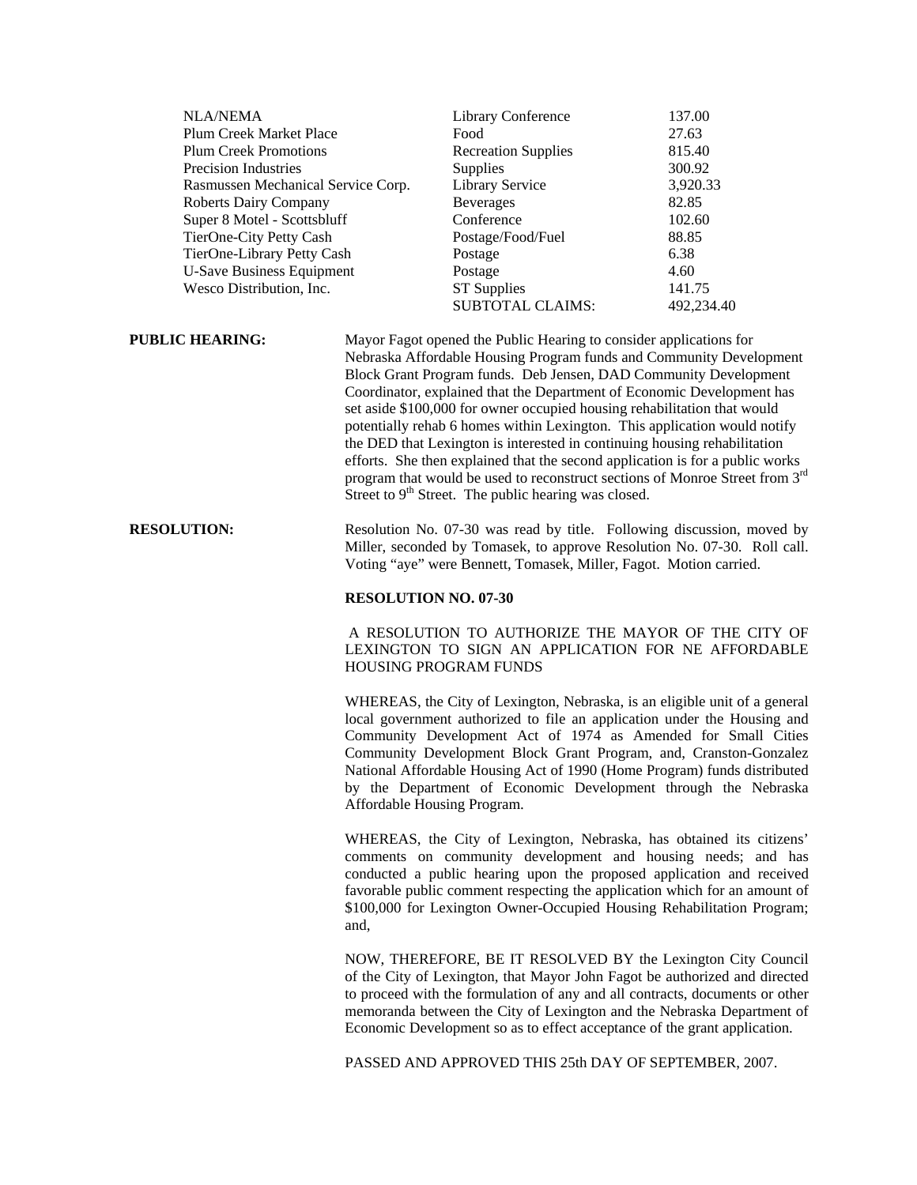| | | |
|---|---|---|
| NLA/NEMA | Library Conference | 137.00 |
| Plum Creek Market Place | Food | 27.63 |
| Plum Creek Promotions | Recreation Supplies | 815.40 |
| Precision Industries | Supplies | 300.92 |
| Rasmussen Mechanical Service Corp. | Library Service | 3,920.33 |
| Roberts Dairy Company | Beverages | 82.85 |
| Super 8 Motel - Scottsbluff | Conference | 102.60 |
| TierOne-City Petty Cash | Postage/Food/Fuel | 88.85 |
| TierOne-Library Petty Cash | Postage | 6.38 |
| U-Save Business Equipment | Postage | 4.60 |
| Wesco Distribution, Inc. | ST Supplies | 141.75 |
| | SUBTOTAL CLAIMS: | 492,234.40 |

**PUBLIC HEARING:** Mayor Fagot opened the Public Hearing to consider applications for Nebraska Affordable Housing Program funds and Community Development Block Grant Program funds. Deb Jensen, DAD Community Development Coordinator, explained that the Department of Economic Development has set aside \$100,000 for owner occupied housing rehabilitation that would potentially rehab 6 homes within Lexington. This application would notify the DED that Lexington is interested in continuing housing rehabilitation efforts. She then explained that the second application is for a public works program that would be used to reconstruct sections of Monroe Street from 3rd Street to 9th Street. The public hearing was closed.

**RESOLUTION:** Resolution No. 07-30 was read by title. Following discussion, moved by Miller, seconded by Tomasek, to approve Resolution No. 07-30. Roll call. Voting "aye" were Bennett, Tomasek, Miller, Fagot. Motion carried.

**RESOLUTION NO. 07-30**

A RESOLUTION TO AUTHORIZE THE MAYOR OF THE CITY OF LEXINGTON TO SIGN AN APPLICATION FOR NE AFFORDABLE HOUSING PROGRAM FUNDS

WHEREAS, the City of Lexington, Nebraska, is an eligible unit of a general local government authorized to file an application under the Housing and Community Development Act of 1974 as Amended for Small Cities Community Development Block Grant Program, and, Cranston-Gonzalez National Affordable Housing Act of 1990 (Home Program) funds distributed by the Department of Economic Development through the Nebraska Affordable Housing Program.

WHEREAS, the City of Lexington, Nebraska, has obtained its citizens' comments on community development and housing needs; and has conducted a public hearing upon the proposed application and received favorable public comment respecting the application which for an amount of \$100,000 for Lexington Owner-Occupied Housing Rehabilitation Program; and,

NOW, THEREFORE, BE IT RESOLVED BY the Lexington City Council of the City of Lexington, that Mayor John Fagot be authorized and directed to proceed with the formulation of any and all contracts, documents or other memoranda between the City of Lexington and the Nebraska Department of Economic Development so as to effect acceptance of the grant application.

PASSED AND APPROVED THIS 25th DAY OF SEPTEMBER, 2007.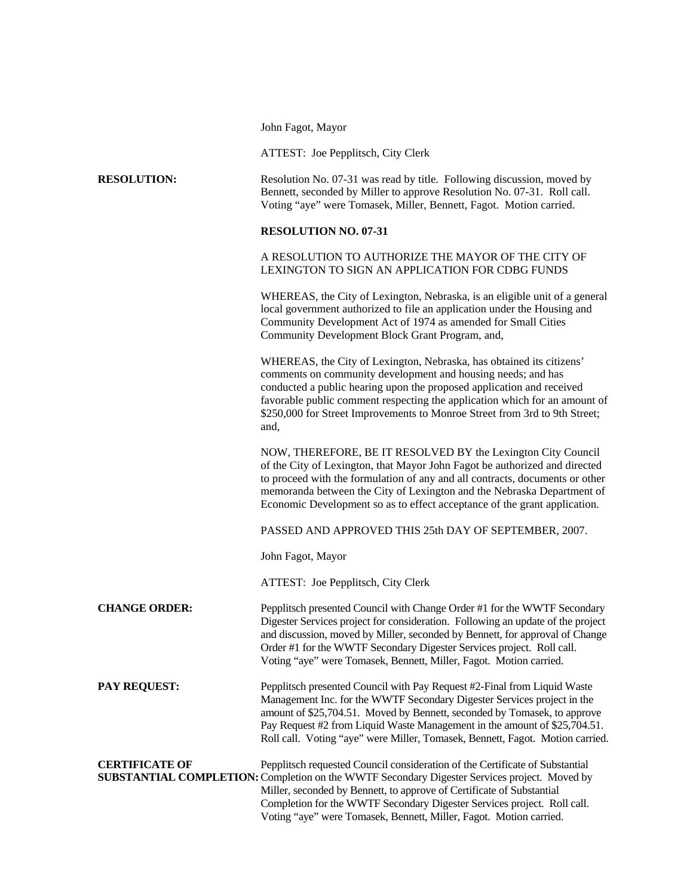John Fagot, Mayor

ATTEST: Joe Pepplitsch, City Clerk

**RESOLUTION:** Resolution No. 07-31 was read by title. Following discussion, moved by Bennett, seconded by Miller to approve Resolution No. 07-31. Roll call. Voting "aye" were Tomasek, Miller, Bennett, Fagot. Motion carried.

**RESOLUTION NO. 07-31**

A RESOLUTION TO AUTHORIZE THE MAYOR OF THE CITY OF LEXINGTON TO SIGN AN APPLICATION FOR CDBG FUNDS

WHEREAS, the City of Lexington, Nebraska, is an eligible unit of a general local government authorized to file an application under the Housing and Community Development Act of 1974 as amended for Small Cities Community Development Block Grant Program, and,

WHEREAS, the City of Lexington, Nebraska, has obtained its citizens' comments on community development and housing needs; and has conducted a public hearing upon the proposed application and received favorable public comment respecting the application which for an amount of $250,000 for Street Improvements to Monroe Street from 3rd to 9th Street; and,

NOW, THEREFORE, BE IT RESOLVED BY the Lexington City Council of the City of Lexington, that Mayor John Fagot be authorized and directed to proceed with the formulation of any and all contracts, documents or other memoranda between the City of Lexington and the Nebraska Department of Economic Development so as to effect acceptance of the grant application.

PASSED AND APPROVED THIS 25th DAY OF SEPTEMBER, 2007.

John Fagot, Mayor

ATTEST: Joe Pepplitsch, City Clerk

**CHANGE ORDER:** Pepplitsch presented Council with Change Order #1 for the WWTF Secondary Digester Services project for consideration. Following an update of the project and discussion, moved by Miller, seconded by Bennett, for approval of Change Order #1 for the WWTF Secondary Digester Services project. Roll call. Voting "aye" were Tomasek, Bennett, Miller, Fagot. Motion carried.

**PAY REQUEST:** Pepplitsch presented Council with Pay Request #2-Final from Liquid Waste Management Inc. for the WWTF Secondary Digester Services project in the amount of $25,704.51. Moved by Bennett, seconded by Tomasek, to approve Pay Request #2 from Liquid Waste Management in the amount of $25,704.51. Roll call. Voting "aye" were Miller, Tomasek, Bennett, Fagot. Motion carried.

**CERTIFICATE OF SUBSTANTIAL COMPLETION:** Pepplitsch requested Council consideration of the Certificate of Substantial Completion on the WWTF Secondary Digester Services project. Moved by Miller, seconded by Bennett, to approve of Certificate of Substantial Completion for the WWTF Secondary Digester Services project. Roll call. Voting "aye" were Tomasek, Bennett, Miller, Fagot. Motion carried.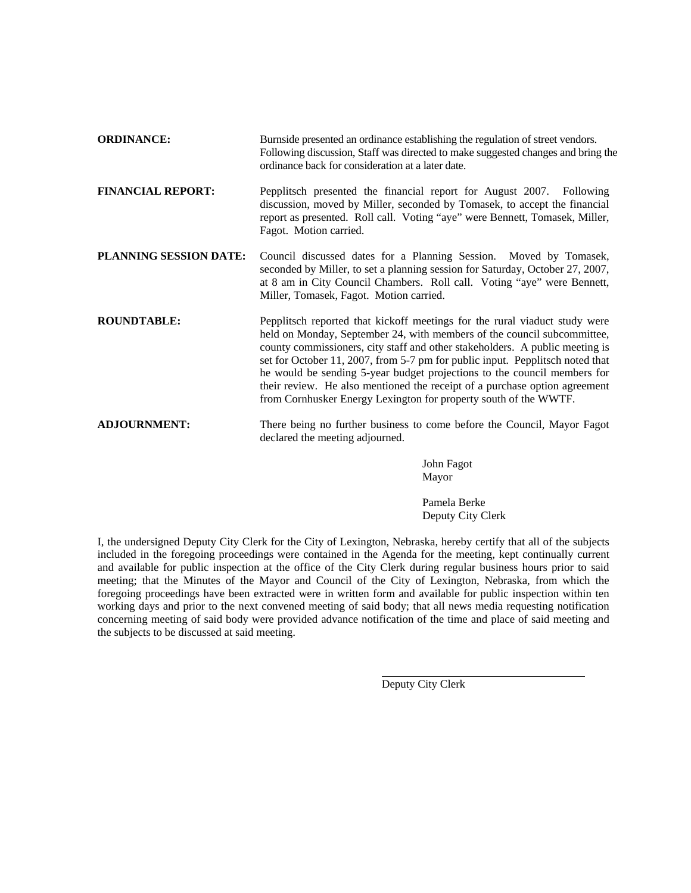**ORDINANCE:** Burnside presented an ordinance establishing the regulation of street vendors. Following discussion, Staff was directed to make suggested changes and bring the ordinance back for consideration at a later date.

**FINANCIAL REPORT:** Pepplitsch presented the financial report for August 2007. Following discussion, moved by Miller, seconded by Tomasek, to accept the financial report as presented. Roll call. Voting "aye" were Bennett, Tomasek, Miller, Fagot. Motion carried.

**PLANNING SESSION DATE:** Council discussed dates for a Planning Session. Moved by Tomasek, seconded by Miller, to set a planning session for Saturday, October 27, 2007, at 8 am in City Council Chambers. Roll call. Voting "aye" were Bennett, Miller, Tomasek, Fagot. Motion carried.

**ROUNDTABLE:** Pepplitsch reported that kickoff meetings for the rural viaduct study were held on Monday, September 24, with members of the council subcommittee, county commissioners, city staff and other stakeholders. A public meeting is set for October 11, 2007, from 5-7 pm for public input. Pepplitsch noted that he would be sending 5-year budget projections to the council members for their review. He also mentioned the receipt of a purchase option agreement from Cornhusker Energy Lexington for property south of the WWTF.

**ADJOURNMENT:** There being no further business to come before the Council, Mayor Fagot declared the meeting adjourned.

John Fagot
Mayor

Pamela Berke
Deputy City Clerk

I, the undersigned Deputy City Clerk for the City of Lexington, Nebraska, hereby certify that all of the subjects included in the foregoing proceedings were contained in the Agenda for the meeting, kept continually current and available for public inspection at the office of the City Clerk during regular business hours prior to said meeting; that the Minutes of the Mayor and Council of the City of Lexington, Nebraska, from which the foregoing proceedings have been extracted were in written form and available for public inspection within ten working days and prior to the next convened meeting of said body; that all news media requesting notification concerning meeting of said body were provided advance notification of the time and place of said meeting and the subjects to be discussed at said meeting.

\_\_\_\_\_\_\_\_\_\_\_\_\_\_\_\_\_\_\_\_\_\_\_\_\_\_\_\_\_\_\_\_\_\_\_\_

Deputy City Clerk